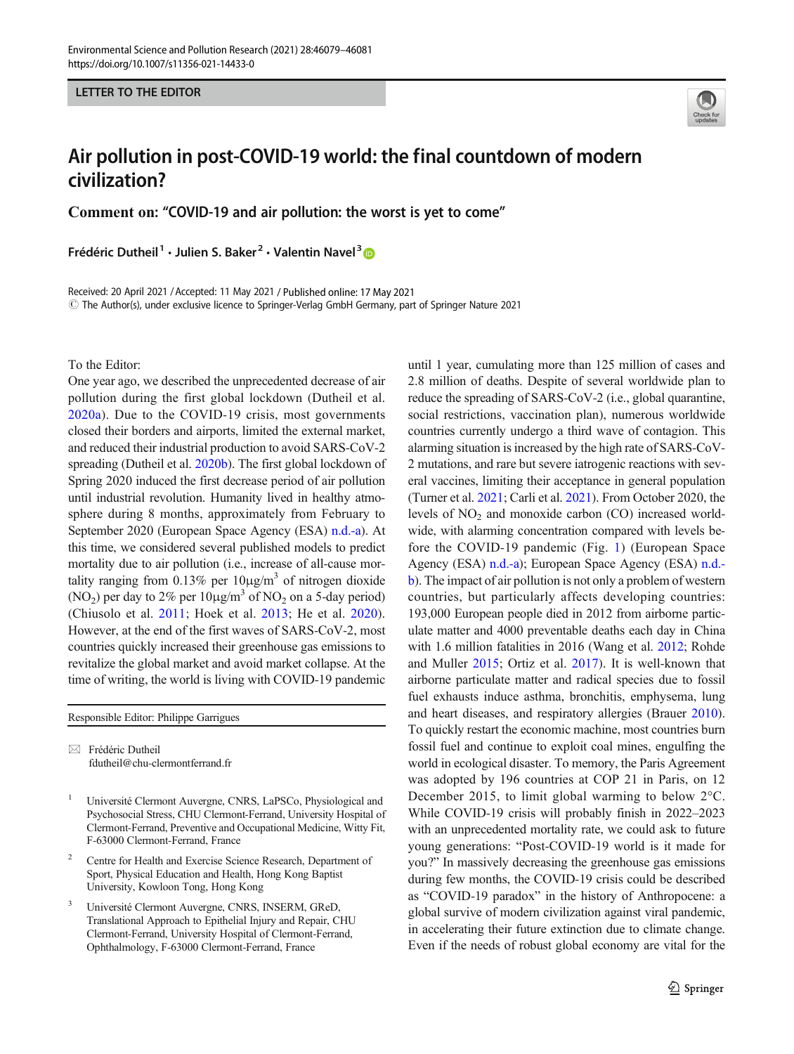LETTER TO THE EDITOR

# Air pollution in post-COVID-19 world: the final countdown of modern civilization?

## Comment on: "COVID-19 and air pollution: the worst is yet to come"

**Frédéric Dutheil[1] · Julien S. Baker[2] · Valentin Navel[3]**

Received: 20 April 2021 / Accepted: 11 May 2021 / Published online: 17 May 2021
© The Author(s), under exclusive licence to Springer-Verlag GmbH Germany, part of Springer Nature 2021

To the Editor:

One year ago, we described the unprecedented decrease of air pollution during the first global lockdown (Dutheil et al. 2020a). Due to the COVID-19 crisis, most governments closed their borders and airports, limited the external market, and reduced their industrial production to avoid SARS-CoV-2 spreading (Dutheil et al. 2020b). The first global lockdown of Spring 2020 induced the first decrease period of air pollution until industrial revolution. Humanity lived in healthy atmosphere during 8 months, approximately from February to September 2020 (European Space Agency (ESA) n.d.-a). At this time, we considered several published models to predict mortality due to air pollution (i.e., increase of all-cause mortality ranging from 0.13% per 10μg/m$^3$ of nitrogen dioxide ($NO_2$) per day to 2% per 10μg/m$^3$ of $NO_2$ on a 5-day period) (Chiusolo et al. 2011; Hoek et al. 2013; He et al. 2020). However, at the end of the first waves of SARS-CoV-2, most countries quickly increased their greenhouse gas emissions to revitalize the global market and avoid market collapse. At the time of writing, the world is living with COVID-19 pandemic until 1 year, cumulating more than 125 million of cases and 2.8 million of deaths. Despite of several worldwide plan to reduce the spreading of SARS-CoV-2 (i.e., global quarantine, social restrictions, vaccination plan), numerous worldwide countries currently undergo a third wave of contagion. This alarming situation is increased by the high rate of SARS-CoV-2 mutations, and rare but severe iatrogenic reactions with several vaccines, limiting their acceptance in general population (Turner et al. 2021; Carli et al. 2021). From October 2020, the levels of $NO_2$ and monoxide carbon (CO) increased worldwide, with alarming concentration compared with levels before the COVID-19 pandemic (Fig. 1) (European Space Agency (ESA) n.d.-a); European Space Agency (ESA) n.d.-b). The impact of air pollution is not only a problem of western countries, but particularly affects developing countries: 193,000 European people died in 2012 from airborne particulate matter and 4000 preventable deaths each day in China with 1.6 million fatalities in 2016 (Wang et al. 2012; Rohde and Muller 2015; Ortiz et al. 2017). It is well-known that airborne particulate matter and radical species due to fossil fuel exhausts induce asthma, bronchitis, emphysema, lung and heart diseases, and respiratory allergies (Brauer 2010). To quickly restart the economic machine, most countries burn fossil fuel and continue to exploit coal mines, engulfing the world in ecological disaster. To memory, the Paris Agreement was adopted by 196 countries at COP 21 in Paris, on 12 December 2015, to limit global warming to below 2°C. While COVID-19 crisis will probably finish in 2022–2023 with an unprecedented mortality rate, we could ask to future young generations: "Post-COVID-19 world is it made for you?" In massively decreasing the greenhouse gas emissions during few months, the COVID-19 crisis could be described as "COVID-19 paradox" in the history of Anthropocene: a global survive of modern civilization against viral pandemic, in accelerating their future extinction due to climate change. Even if the needs of robust global economy are vital for the

---

Responsible Editor: Philippe Garrigues

✉ Frédéric Dutheil
fdutheil@chu-clermontferrand.fr

[1] Université Clermont Auvergne, CNRS, LaPSCo, Physiological and Psychosocial Stress, CHU Clermont-Ferrand, University Hospital of Clermont-Ferrand, Preventive and Occupational Medicine, Witty Fit, F-63000 Clermont-Ferrand, France

[2] Centre for Health and Exercise Science Research, Department of Sport, Physical Education and Health, Hong Kong Baptist University, Kowloon Tong, Hong Kong

[3] Université Clermont Auvergne, CNRS, INSERM, GReD, Translational Approach to Epithelial Injury and Repair, CHU Clermont-Ferrand, University Hospital of Clermont-Ferrand, Ophthalmology, F-63000 Clermont-Ferrand, France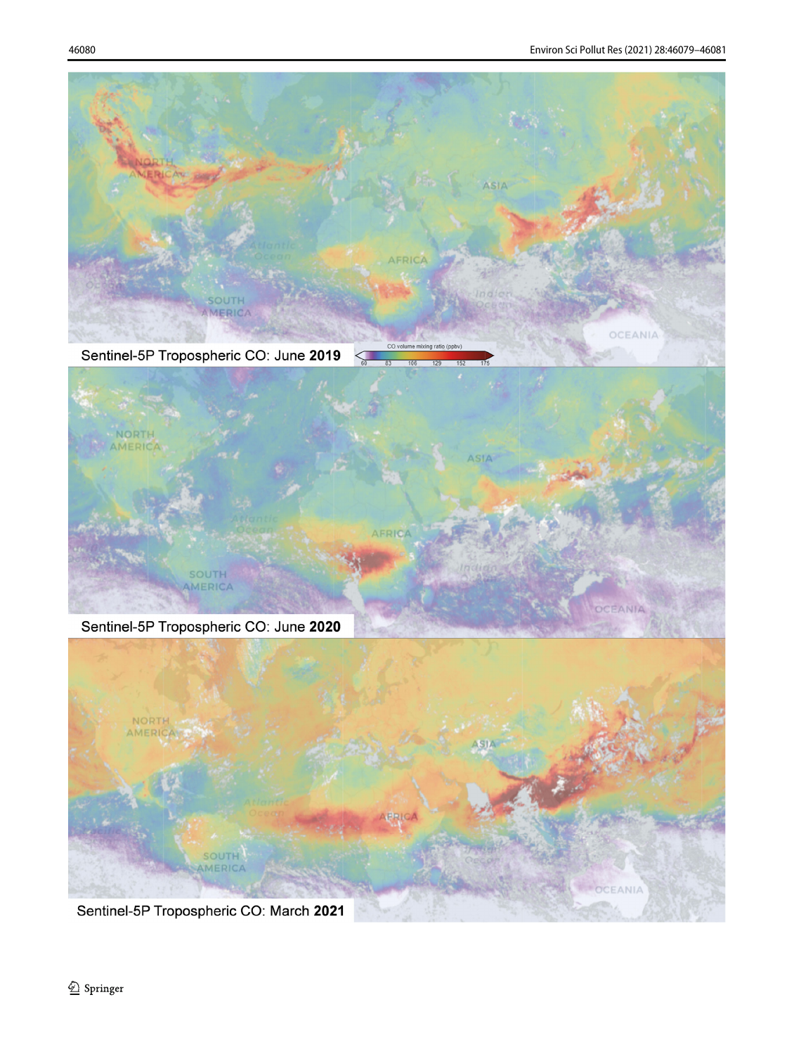Sentinel-5P Tropospheric CO: June **2019**

Sentinel-5P Tropospheric CO: June **2020**

Sentinel-5P Tropospheric CO: March **2021**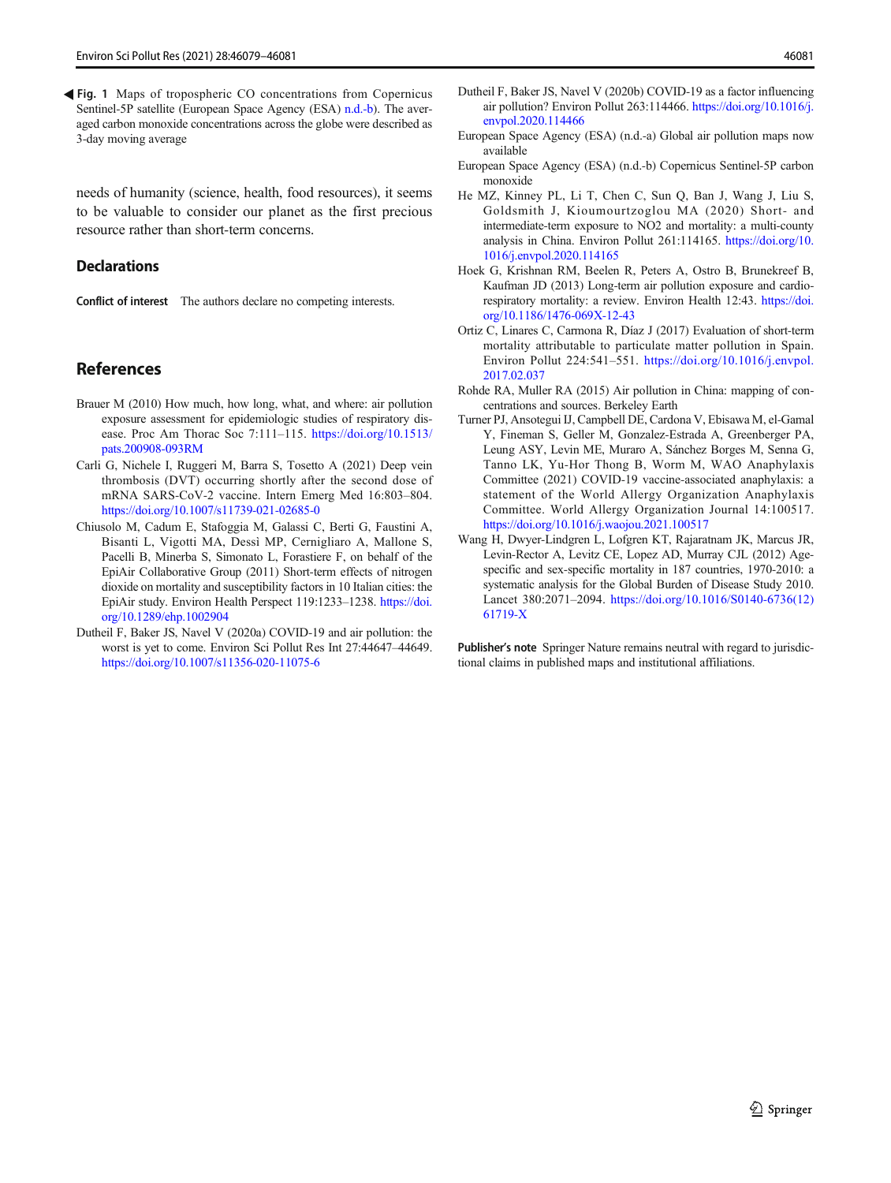**Fig. 1** Maps of tropospheric CO concentrations from Copernicus Sentinel-5P satellite (European Space Agency (ESA) n.d.-b). The averaged carbon monoxide concentrations across the globe were described as 3-day moving average

needs of humanity (science, health, food resources), it seems to be valuable to consider our planet as the first precious resource rather than short-term concerns.

## Declarations

**Conflict of interest** The authors declare no competing interests.

## References

Brauer M (2010) How much, how long, what, and where: air pollution exposure assessment for epidemiologic studies of respiratory disease. Proc Am Thorac Soc 7:111–115. https://doi.org/10.1513/pats.200908-093RM

Carli G, Nichele I, Ruggeri M, Barra S, Tosetto A (2021) Deep vein thrombosis (DVT) occurring shortly after the second dose of mRNA SARS-CoV-2 vaccine. Intern Emerg Med 16:803–804. https://doi.org/10.1007/s11739-021-02685-0

Chiusolo M, Cadum E, Stafoggia M, Galassi C, Berti G, Faustini A, Bisanti L, Vigotti MA, Dessì MP, Cernigliaro A, Mallone S, Pacelli B, Minerba S, Simonato L, Forastiere F, on behalf of the EpiAir Collaborative Group (2011) Short-term effects of nitrogen dioxide on mortality and susceptibility factors in 10 Italian cities: the EpiAir study. Environ Health Perspect 119:1233–1238. https://doi.org/10.1289/ehp.1002904

Dutheil F, Baker JS, Navel V (2020a) COVID-19 and air pollution: the worst is yet to come. Environ Sci Pollut Res Int 27:44647–44649. https://doi.org/10.1007/s11356-020-11075-6

Dutheil F, Baker JS, Navel V (2020b) COVID-19 as a factor influencing air pollution? Environ Pollut 263:114466. https://doi.org/10.1016/j.envpol.2020.114466

European Space Agency (ESA) (n.d.-a) Global air pollution maps now available

European Space Agency (ESA) (n.d.-b) Copernicus Sentinel-5P carbon monoxide

He MZ, Kinney PL, Li T, Chen C, Sun Q, Ban J, Wang J, Liu S, Goldsmith J, Kioumourtzoglou MA (2020) Short- and intermediate-term exposure to NO2 and mortality: a multi-county analysis in China. Environ Pollut 261:114165. https://doi.org/10.1016/j.envpol.2020.114165

Hoek G, Krishnan RM, Beelen R, Peters A, Ostro B, Brunekreef B, Kaufman JD (2013) Long-term air pollution exposure and cardio-respiratory mortality: a review. Environ Health 12:43. https://doi.org/10.1186/1476-069X-12-43

Ortiz C, Linares C, Carmona R, Díaz J (2017) Evaluation of short-term mortality attributable to particulate matter pollution in Spain. Environ Pollut 224:541–551. https://doi.org/10.1016/j.envpol.2017.02.037

Rohde RA, Muller RA (2015) Air pollution in China: mapping of concentrations and sources. Berkeley Earth

Turner PJ, Ansotegui IJ, Campbell DE, Cardona V, Ebisawa M, el-Gamal Y, Fineman S, Geller M, Gonzalez-Estrada A, Greenberger PA, Leung ASY, Levin ME, Muraro A, Sánchez Borges M, Senna G, Tanno LK, Yu-Hor Thong B, Worm M, WAO Anaphylaxis Committee (2021) COVID-19 vaccine-associated anaphylaxis: a statement of the World Allergy Organization Anaphylaxis Committee. World Allergy Organization Journal 14:100517. https://doi.org/10.1016/j.waojou.2021.100517

Wang H, Dwyer-Lindgren L, Lofgren KT, Rajaratnam JK, Marcus JR, Levin-Rector A, Levitz CE, Lopez AD, Murray CJL (2012) Age-specific and sex-specific mortality in 187 countries, 1970-2010: a systematic analysis for the Global Burden of Disease Study 2010. Lancet 380:2071–2094. https://doi.org/10.1016/S0140-6736(12)61719-X

**Publisher's note** Springer Nature remains neutral with regard to jurisdictional claims in published maps and institutional affiliations.